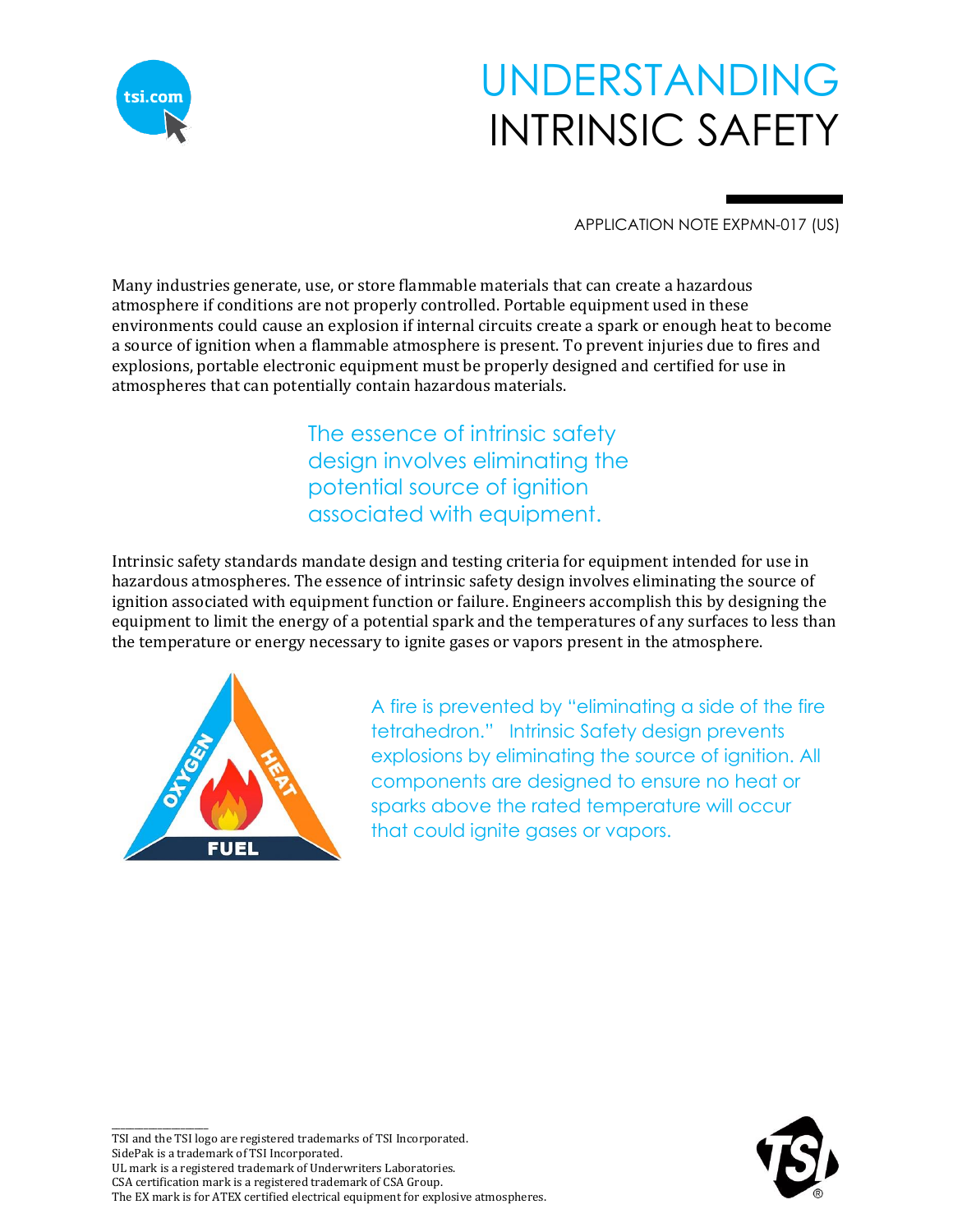# UNDERSTANDING INTRINSIC SAFETY

APPLICATION NOTE EXPMN-017 (US)

Many industries generate, use, or store flammable materials that can create a hazardous atmosphere if conditions are not properly controlled. Portable equipment used in these environments could cause an explosion if internal circuits create a spark or enough heat to become a source of ignition when a flammable atmosphere is present. To prevent injuries due to fires and explosions, portable electronic equipment must be properly designed and certified for use in atmospheres that can potentially contain hazardous materials.

> The essence of intrinsic safety design involves eliminating the potential source of ignition associated with equipment.

Intrinsic safety standards mandate design and testing criteria for equipment intended for use in hazardous atmospheres. The essence of intrinsic safety design involves eliminating the source of ignition associated with equipment function or failure. Engineers accomplish this by designing the equipment to limit the energy of a potential spark and the temperatures of any surfaces to less than the temperature or energy necessary to ignite gases or vapors present in the atmosphere.

OXYGEN HEAT FUEL

A fire is prevented by "eliminating a side of the fire tetrahedron." Intrinsic Safety design prevents explosions by eliminating the source of ignition. All components are designed to ensure no heat or sparks above the rated temperature will occur that could ignite gases or vapors.

---

TSI and the TSI logo are registered trademarks of TSI Incorporated.
SidePak is a trademark of TSI Incorporated.
UL mark is a registered trademark of Underwriters Laboratories.
CSA certification mark is a registered trademark of CSA Group.
The EX mark is for ATEX certified electrical equipment for explosive atmospheres.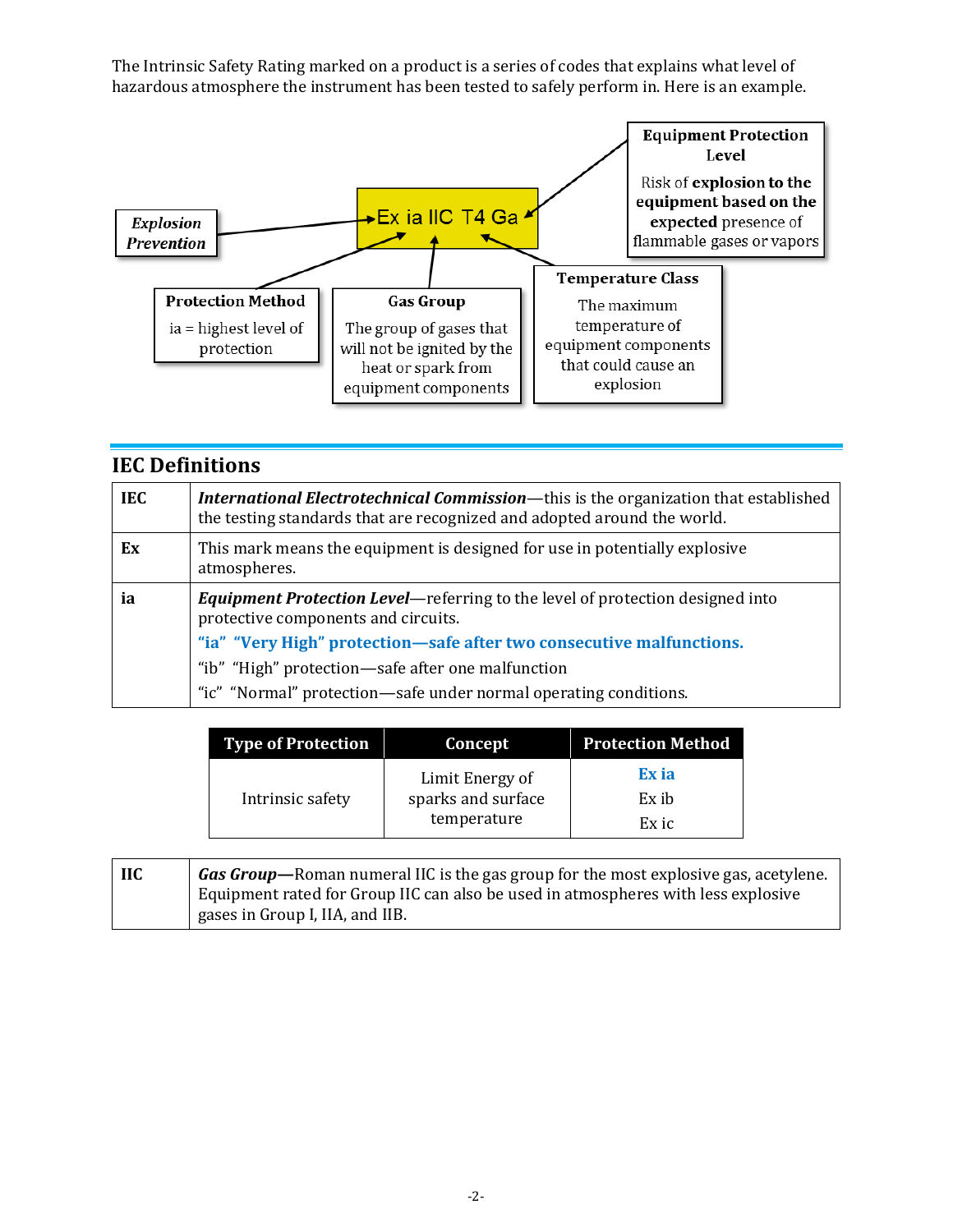The Intrinsic Safety Rating marked on a product is a series of codes that explains what level of hazardous atmosphere the instrument has been tested to safely perform in. Here is an example.

**Ex ia IIC T4 Ga**

- ***Explosion Prevention*** → Ex
- **Protection Method** — ia = highest level of protection
- **Gas Group** — The group of gases that will not be ignited by the heat or spark from equipment components
- **Temperature Class** — The maximum temperature of equipment components that could cause an explosion
- **Equipment Protection Level** — Risk of **explosion to the equipment based on the expected** presence of flammable gases or vapors

## IEC Definitions

| | |
|---|---|
| **IEC** | ***International Electrotechnical Commission***—this is the organization that established the testing standards that are recognized and adopted around the world. |
| **Ex** | This mark means the equipment is designed for use in potentially explosive atmospheres. |
| **ia** | ***Equipment Protection Level***—referring to the level of protection designed into protective components and circuits.<br>**"ia" "Very High" protection—safe after two consecutive malfunctions.**<br>"ib" "High" protection—safe after one malfunction<br>"ic" "Normal" protection—safe under normal operating conditions. |

| Type of Protection | Concept | Protection Method |
|---|---|---|
| Intrinsic safety | Limit Energy of sparks and surface temperature | **Ex ia**<br>Ex ib<br>Ex ic |

| | |
|---|---|
| **IIC** | ***Gas Group***—Roman numeral IIC is the gas group for the most explosive gas, acetylene. Equipment rated for Group IIC can also be used in atmospheres with less explosive gases in Group I, IIA, and IIB. |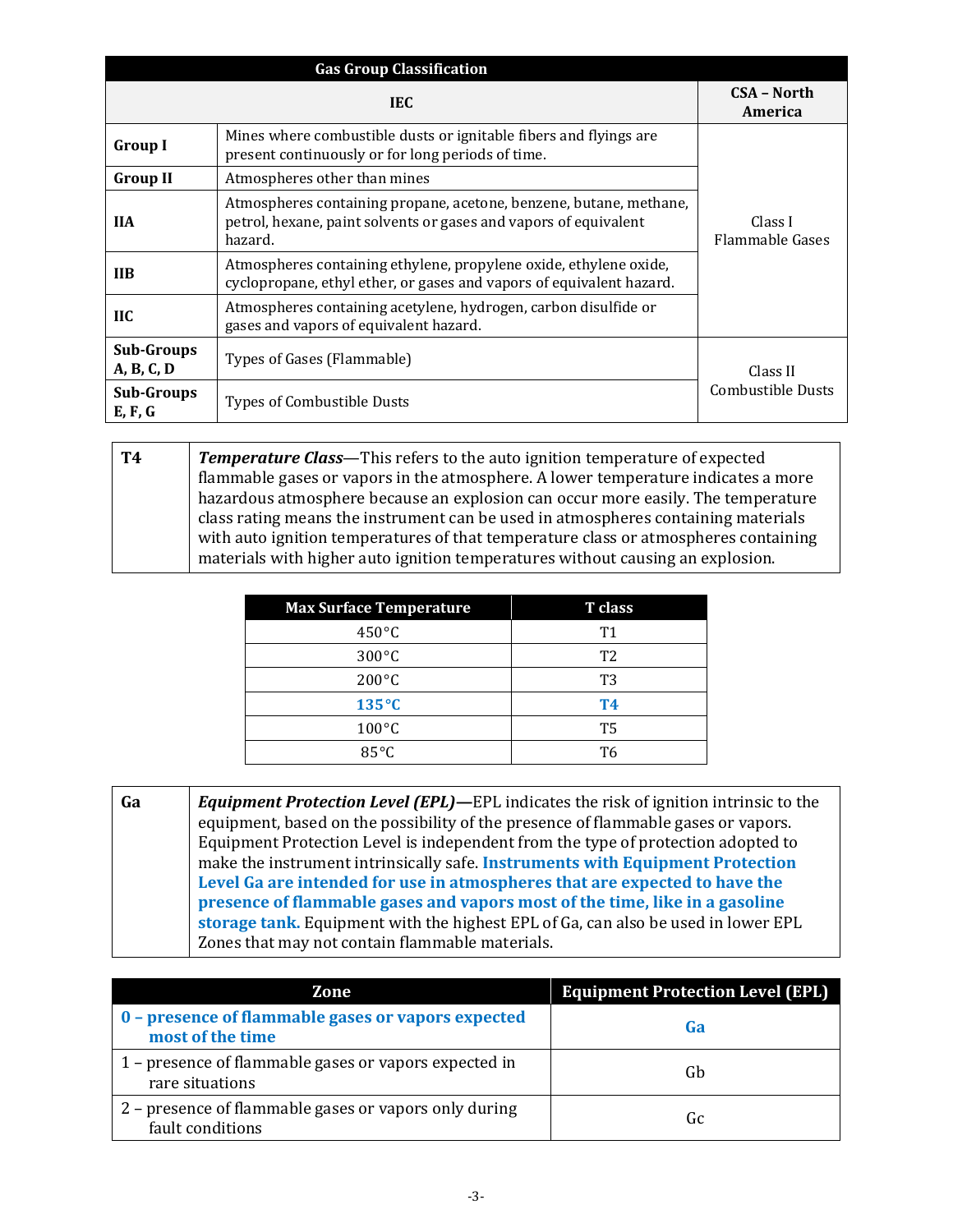| Gas Group Classification | | |
|---|---|---|
| **IEC** | | **CSA – North America** |
| **Group I** | Mines where combustible dusts or ignitable fibers and flyings are present continuously or for long periods of time. | Class I Flammable Gases |
| **Group II** | Atmospheres other than mines | |
| **IIA** | Atmospheres containing propane, acetone, benzene, butane, methane, petrol, hexane, paint solvents or gases and vapors of equivalent hazard. | |
| **IIB** | Atmospheres containing ethylene, propylene oxide, ethylene oxide, cyclopropane, ethyl ether, or gases and vapors of equivalent hazard. | |
| **IIC** | Atmospheres containing acetylene, hydrogen, carbon disulfide or gases and vapors of equivalent hazard. | |
| **Sub-Groups A, B, C, D** | Types of Gases (Flammable) | Class II Combustible Dusts |
| **Sub-Groups E, F, G** | Types of Combustible Dusts | |

| | |
|---|---|
| **T4** | ***Temperature Class***—This refers to the auto ignition temperature of expected flammable gases or vapors in the atmosphere. A lower temperature indicates a more hazardous atmosphere because an explosion can occur more easily. The temperature class rating means the instrument can be used in atmospheres containing materials with auto ignition temperatures of that temperature class or atmospheres containing materials with higher auto ignition temperatures without causing an explosion. |

| Max Surface Temperature | T class |
|---|---|
| 450°C | T1 |
| 300°C | T2 |
| 200°C | T3 |
| **135°C** | **T4** |
| 100°C | T5 |
| 85°C | T6 |

| | |
|---|---|
| **Ga** | ***Equipment Protection Level (EPL)*—**EPL indicates the risk of ignition intrinsic to the equipment, based on the possibility of the presence of flammable gases or vapors. Equipment Protection Level is independent from the type of protection adopted to make the instrument intrinsically safe. **Instruments with Equipment Protection Level Ga are intended for use in atmospheres that are expected to have the presence of flammable gases and vapors most of the time, like in a gasoline storage tank.** Equipment with the highest EPL of Ga, can also be used in lower EPL Zones that may not contain flammable materials. |

| Zone | Equipment Protection Level (EPL) |
|---|---|
| **0 – presence of flammable gases or vapors expected most of the time** | **Ga** |
| 1 – presence of flammable gases or vapors expected in rare situations | Gb |
| 2 – presence of flammable gases or vapors only during fault conditions | Gc |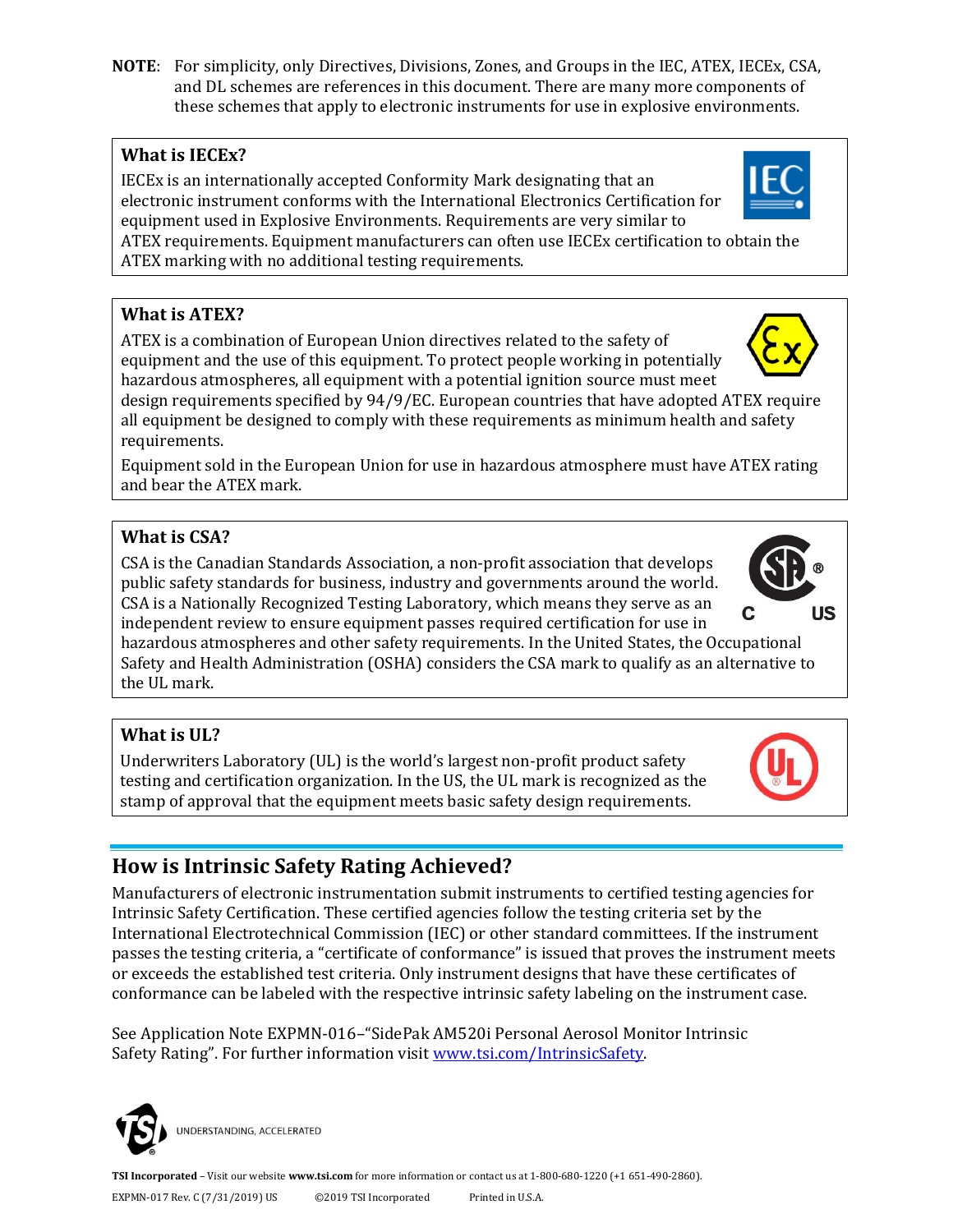**NOTE**: For simplicity, only Directives, Divisions, Zones, and Groups in the IEC, ATEX, IECEx, CSA, and DL schemes are references in this document. There are many more components of these schemes that apply to electronic instruments for use in explosive environments.

### What is IECEx?

IECEx is an internationally accepted Conformity Mark designating that an electronic instrument conforms with the International Electronics Certification for equipment used in Explosive Environments. Requirements are very similar to ATEX requirements. Equipment manufacturers can often use IECEx certification to obtain the ATEX marking with no additional testing requirements.

### What is ATEX?

ATEX is a combination of European Union directives related to the safety of equipment and the use of this equipment. To protect people working in potentially hazardous atmospheres, all equipment with a potential ignition source must meet design requirements specified by 94/9/EC. European countries that have adopted ATEX require all equipment be designed to comply with these requirements as minimum health and safety requirements.

Equipment sold in the European Union for use in hazardous atmosphere must have ATEX rating and bear the ATEX mark.

### What is CSA?

CSA is the Canadian Standards Association, a non-profit association that develops public safety standards for business, industry and governments around the world. CSA is a Nationally Recognized Testing Laboratory, which means they serve as an independent review to ensure equipment passes required certification for use in hazardous atmospheres and other safety requirements. In the United States, the Occupational Safety and Health Administration (OSHA) considers the CSA mark to qualify as an alternative to the UL mark.

### What is UL?

Underwriters Laboratory (UL) is the world's largest non-profit product safety testing and certification organization. In the US, the UL mark is recognized as the stamp of approval that the equipment meets basic safety design requirements.

## How is Intrinsic Safety Rating Achieved?

Manufacturers of electronic instrumentation submit instruments to certified testing agencies for Intrinsic Safety Certification. These certified agencies follow the testing criteria set by the International Electrotechnical Commission (IEC) or other standard committees. If the instrument passes the testing criteria, a "certificate of conformance" is issued that proves the instrument meets or exceeds the established test criteria. Only instrument designs that have these certificates of conformance can be labeled with the respective intrinsic safety labeling on the instrument case.

See Application Note EXPMN-016–"SidePak AM520i Personal Aerosol Monitor Intrinsic Safety Rating". For further information visit www.tsi.com/IntrinsicSafety.

UNDERSTANDING, ACCELERATED

**TSI Incorporated** – Visit our website **www.tsi.com** for more information or contact us at 1-800-680-1220 (+1 651-490-2860).

EXPMN-017 Rev. C (7/31/2019) US ©2019 TSI Incorporated Printed in U.S.A.